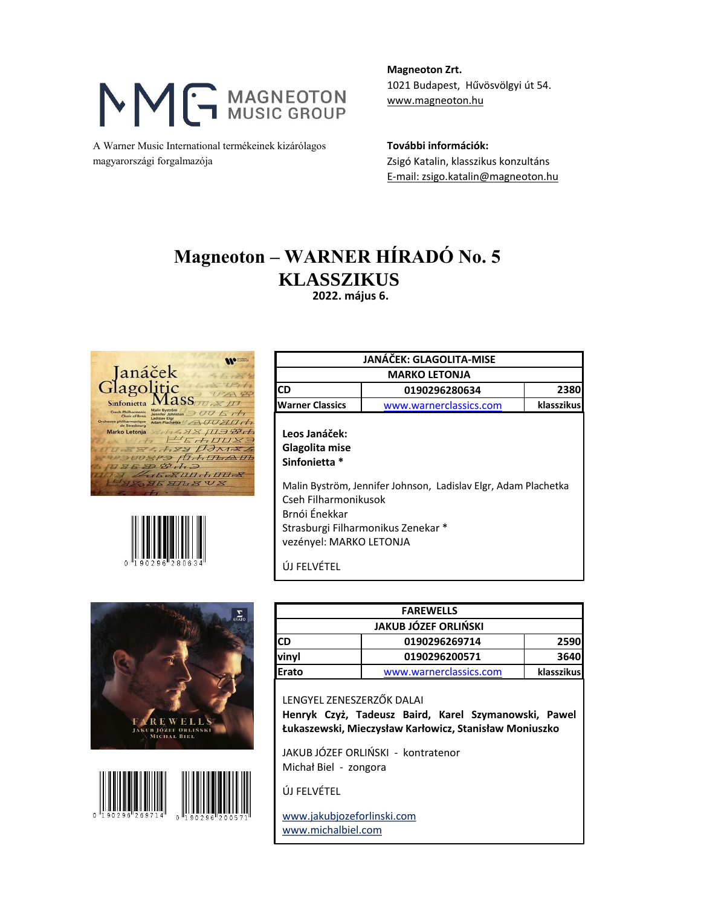MAGNEOTON MUSIC GROUP

A Warner Music International termékeinek kizárólagos magyarországi forgalmazója

**Magneoton Zrt.**
1021 Budapest, Hűvösvölgyi út 54.
www.magneoton.hu

**További információk:**
Zsigó Katalin, klasszikus konzultáns
E-mail: zsigo.katalin@magneoton.hu

# Magneoton – WARNER HÍRADÓ No. 5
# KLASSZIKUS

**2022. május 6.**

| JANÁČEK: GLAGOLITA-MISE | | |
|---|---|---|
| MARKO LETONJA | | |
| CD | 0190296280634 | 2380 |
| Warner Classics | www.warnerclassics.com | klasszikus |

**Leos Janáček:**
**Glagolita mise**
**Sinfonietta ***

Malin Byström, Jennifer Johnson, Ladislav Elgr, Adam Plachetka
Cseh Filharmonikusok
Brnói Énekkar
Strasburgi Filharmonikus Zenekar *
vezényel: MARKO LETONJA

ÚJ FELVÉTEL

| FAREWELLS | | |
|---|---|---|
| JAKUB JÓZEF ORLIŃSKI | | |
| CD | 0190296269714 | 2590 |
| vinyl | 0190296200571 | 3640 |
| Erato | www.warnerclassics.com | klasszikus |

LENGYEL ZENESZERZŐK DALAI
**Henryk Czyż, Tadeusz Baird, Karel Szymanowski, Pawel Łukaszewski, Mieczysław Karłowicz, Stanisław Moniuszko**

JAKUB JÓZEF ORLIŃSKI - kontratenor
Michał Biel - zongora

ÚJ FELVÉTEL

www.jakubjozeforlinski.com
www.michalbiel.com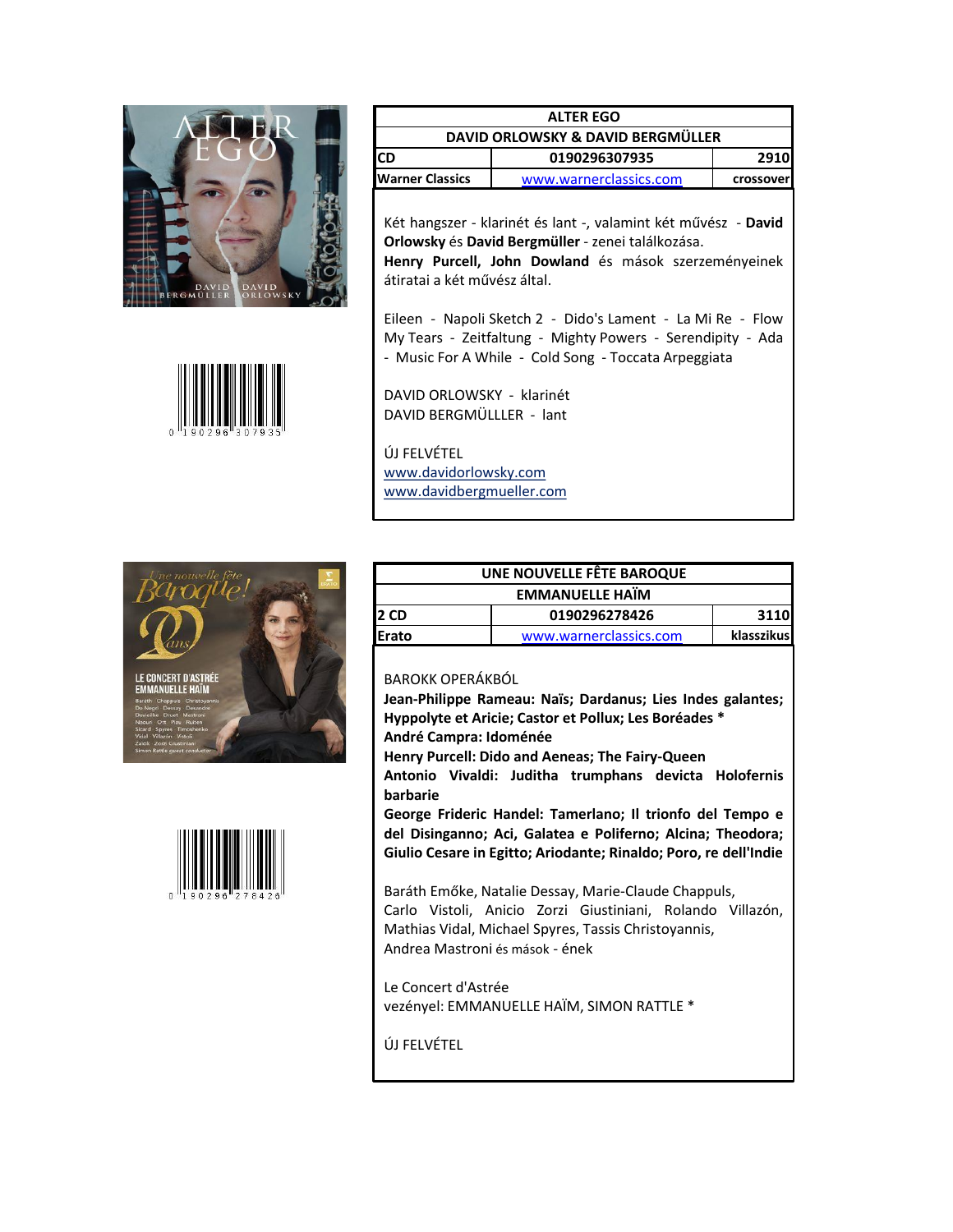| ALTER EGO | | |
|---|---|---|
| DAVID ORLOWSKY & DAVID BERGMÜLLER | | |
| CD | 0190296307935 | 2910 |
| Warner Classics | www.warnerclassics.com | crossover |

Két hangszer - klarinét és lant -, valamint két művész - **David Orlowsky** és **David Bergmüller** - zenei találkozása.
**Henry Purcell, John Dowland** és mások szerzeményeinek átiratai a két művész által.

Eileen - Napoli Sketch 2 - Dido's Lament - La Mi Re - Flow My Tears - Zeitfaltung - Mighty Powers - Serendipity - Ada - Music For A While - Cold Song - Toccata Arpeggiata

DAVID ORLOWSKY - klarinét
DAVID BERGMÜLLLER - lant

ÚJ FELVÉTEL
www.davidorlowsky.com
www.davidbergmueller.com

| UNE NOUVELLE FÊTE BAROQUE | | |
|---|---|---|
| EMMANUELLE HAÏM | | |
| 2 CD | 0190296278426 | 3110 |
| Erato | www.warnerclassics.com | klasszikus |

BAROKK OPERÁKBÓL
**Jean-Philippe Rameau: Naïs; Dardanus; Lies Indes galantes; Hyppolyte et Aricie; Castor et Pollux; Les Boréades ***
**André Campra: Idoménée**
**Henry Purcell: Dido and Aeneas; The Fairy-Queen**
**Antonio Vivaldi: Juditha trumphans devicta Holofernis barbarie**
**George Frideric Handel: Tamerlano; Il trionfo del Tempo e del Disinganno; Aci, Galatea e Poliferno; Alcina; Theodora; Giulio Cesare in Egitto; Ariodante; Rinaldo; Poro, re dell'Indie**

Baráth Emőke, Natalie Dessay, Marie-Claude Chappuls, Carlo Vistoli, Anicio Zorzi Giustiniani, Rolando Villazón, Mathias Vidal, Michael Spyres, Tassis Christoyannis, Andrea Mastroni és mások - ének

Le Concert d'Astrée
vezényel: EMMANUELLE HAÏM, SIMON RATTLE *

ÚJ FELVÉTEL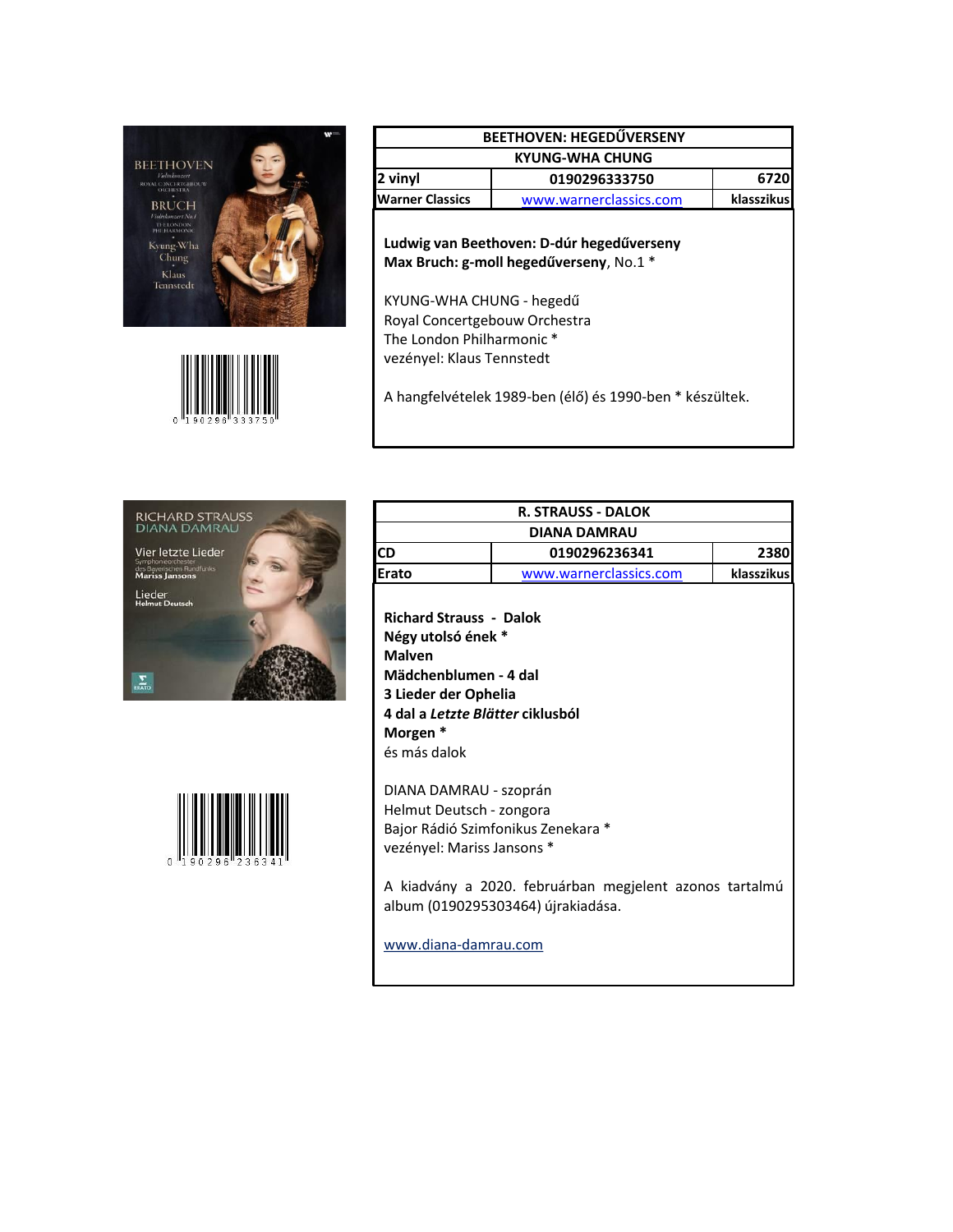| BEETHOVEN: HEGEDŰVERSENY | | |
|---|---|---|
| KYUNG-WHA CHUNG | | |
| 2 vinyl | 0190296333750 | 6720 |
| Warner Classics | www.warnerclassics.com | klasszikus |

**Ludwig van Beethoven: D-dúr hegedűverseny**
**Max Bruch: g-moll hegedűverseny**, No.1 *

KYUNG-WHA CHUNG - hegedű
Royal Concertgebouw Orchestra
The London Philharmonic *
vezényel: Klaus Tennstedt

A hangfelvételek 1989-ben (élő) és 1990-ben * készültek.

| R. STRAUSS - DALOK | | |
|---|---|---|
| DIANA DAMRAU | | |
| CD | 0190296236341 | 2380 |
| Erato | www.warnerclassics.com | klasszikus |

**Richard Strauss - Dalok**
**Négy utolsó ének** *
**Malven**
**Mädchenblumen - 4 dal**
**3 Lieder der Ophelia**
**4 dal a *Letzte Blätter* ciklusból**
**Morgen** *
és más dalok

DIANA DAMRAU - szoprán
Helmut Deutsch - zongora
Bajor Rádió Szimfonikus Zenekara *
vezényel: Mariss Jansons *

A kiadvány a 2020. februárban megjelent azonos tartalmú album (0190295303464) újrakiadása.

www.diana-damrau.com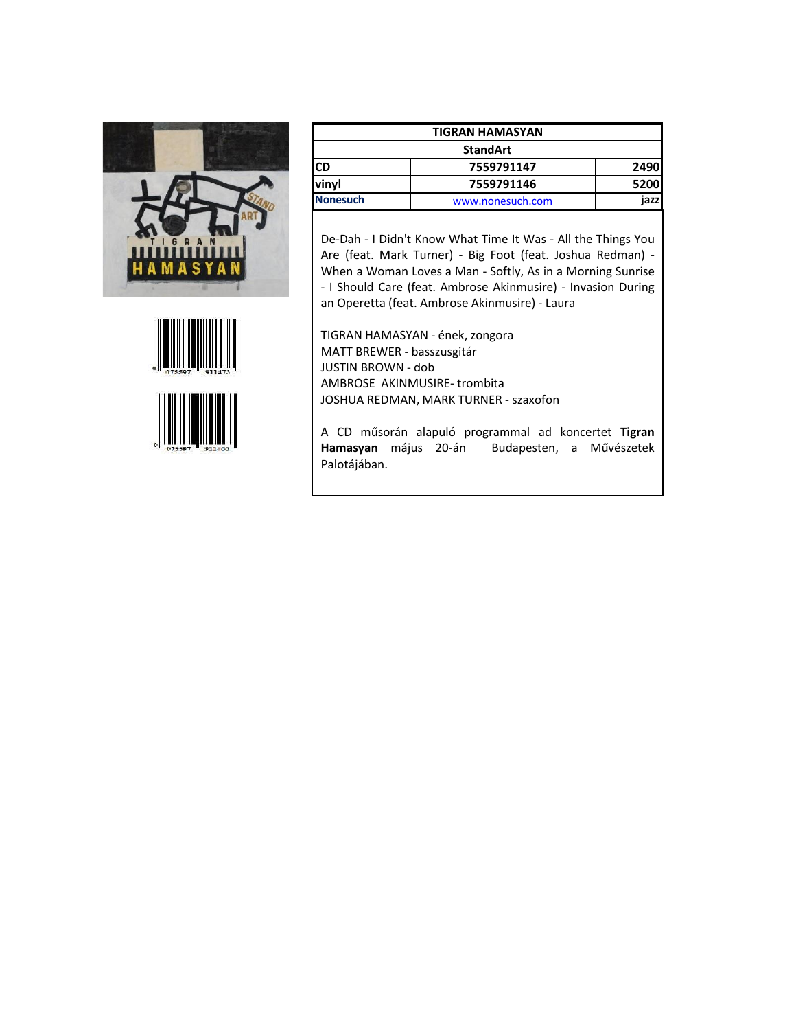| | | |
|---|---|---|
| **TIGRAN HAMASYAN** | | |
| **StandArt** | | |
| **CD** | **7559791147** | **2490** |
| **vinyl** | **7559791146** | **5200** |
| **Nonesuch** | www.nonesuch.com | **jazz** |

De-Dah - I Didn't Know What Time It Was - All the Things You Are (feat. Mark Turner) - Big Foot (feat. Joshua Redman) - When a Woman Loves a Man - Softly, As in a Morning Sunrise - I Should Care (feat. Ambrose Akinmusire) - Invasion During an Operetta (feat. Ambrose Akinmusire) - Laura

TIGRAN HAMASYAN - ének, zongora
MATT BREWER - basszusgitár
JUSTIN BROWN - dob
AMBROSE AKINMUSIRE- trombita
JOSHUA REDMAN, MARK TURNER - szaxofon

A CD műsorán alapuló programmal ad koncertet **Tigran Hamasyan** május 20-án Budapesten, a Művészetek Palotájában.